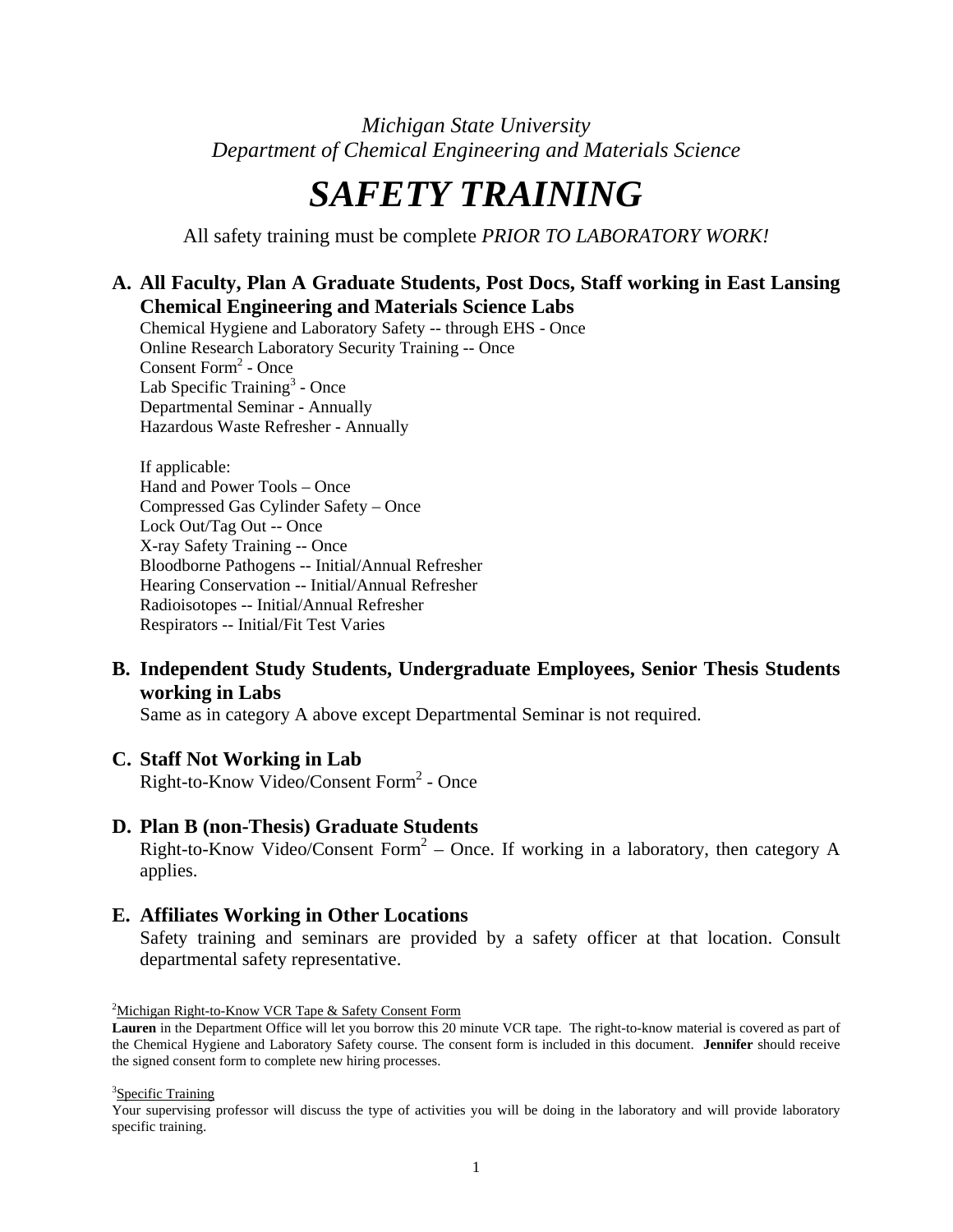*Michigan State University*
*Department of Chemical Engineering and Materials Science*

# *SAFETY TRAINING*

All safety training must be complete *PRIOR TO LABORATORY WORK!*

## A. All Faculty, Plan A Graduate Students, Post Docs, Staff working in East Lansing Chemical Engineering and Materials Science Labs

Chemical Hygiene and Laboratory Safety -- through EHS - Once
Online Research Laboratory Security Training -- Once
Consent Form[2] - Once
Lab Specific Training[3] - Once
Departmental Seminar - Annually
Hazardous Waste Refresher - Annually

If applicable:
Hand and Power Tools – Once
Compressed Gas Cylinder Safety – Once
Lock Out/Tag Out -- Once
X-ray Safety Training -- Once
Bloodborne Pathogens -- Initial/Annual Refresher
Hearing Conservation -- Initial/Annual Refresher
Radioisotopes -- Initial/Annual Refresher
Respirators -- Initial/Fit Test Varies

## B. Independent Study Students, Undergraduate Employees, Senior Thesis Students working in Labs

Same as in category A above except Departmental Seminar is not required.

## C. Staff Not Working in Lab

Right-to-Know Video/Consent Form[2] - Once

## D. Plan B (non-Thesis) Graduate Students

Right-to-Know Video/Consent Form[2] – Once. If working in a laboratory, then category A applies.

## E. Affiliates Working in Other Locations

Safety training and seminars are provided by a safety officer at that location. Consult departmental safety representative.

---

[2]Michigan Right-to-Know VCR Tape & Safety Consent Form

**Lauren** in the Department Office will let you borrow this 20 minute VCR tape. The right-to-know material is covered as part of the Chemical Hygiene and Laboratory Safety course. The consent form is included in this document. **Jennifer** should receive the signed consent form to complete new hiring processes.

[3]Specific Training

Your supervising professor will discuss the type of activities you will be doing in the laboratory and will provide laboratory specific training.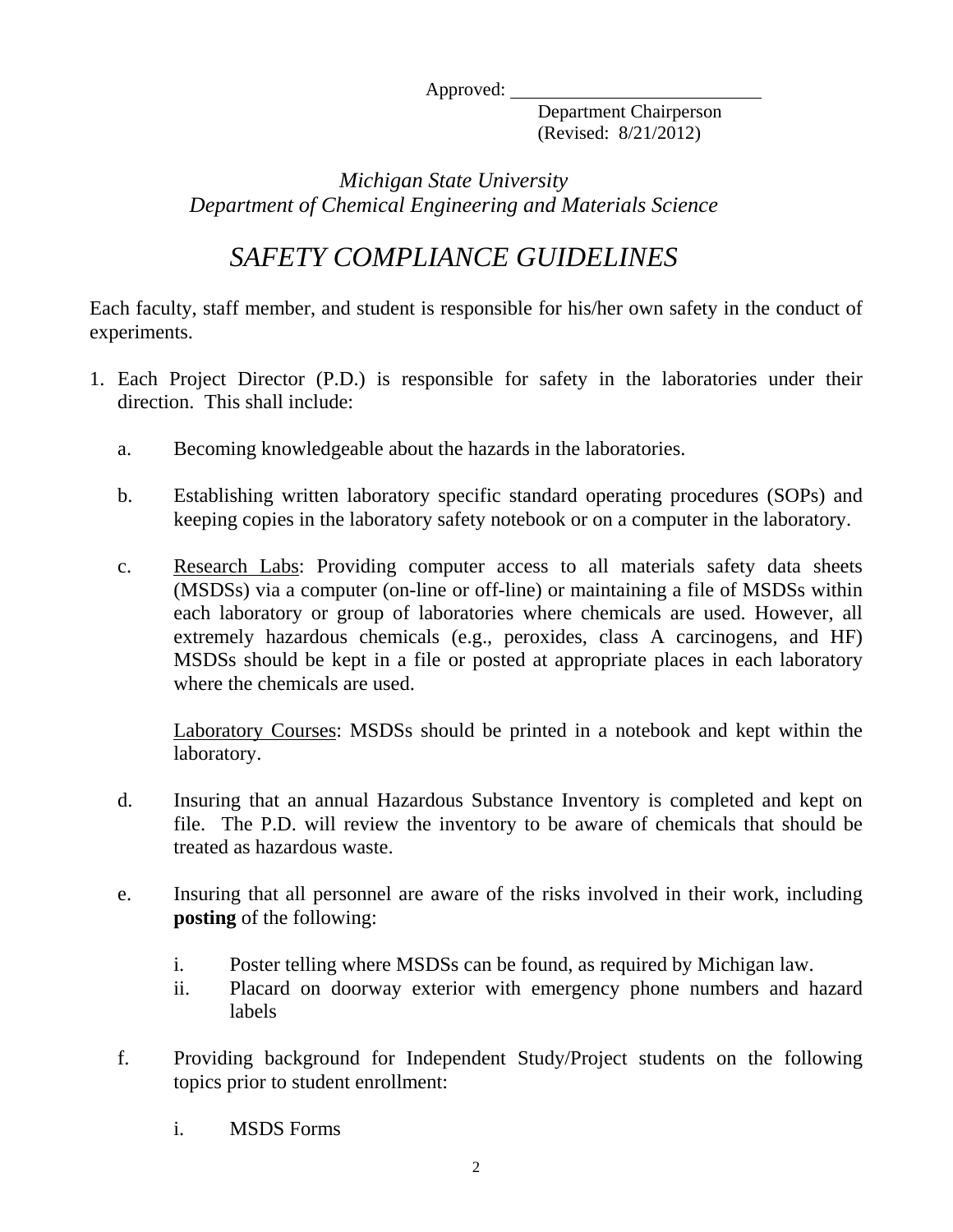Approved: ___________________________

Department Chairperson
(Revised: 8/21/2012)

*Michigan State University*
*Department of Chemical Engineering and Materials Science*

# *SAFETY COMPLIANCE GUIDELINES*

Each faculty, staff member, and student is responsible for his/her own safety in the conduct of experiments.

1. Each Project Director (P.D.) is responsible for safety in the laboratories under their direction. This shall include:

   a. Becoming knowledgeable about the hazards in the laboratories.

   b. Establishing written laboratory specific standard operating procedures (SOPs) and keeping copies in the laboratory safety notebook or on a computer in the laboratory.

   c. <u>Research Labs</u>: Providing computer access to all materials safety data sheets (MSDSs) via a computer (on-line or off-line) or maintaining a file of MSDSs within each laboratory or group of laboratories where chemicals are used. However, all extremely hazardous chemicals (e.g., peroxides, class A carcinogens, and HF) MSDSs should be kept in a file or posted at appropriate places in each laboratory where the chemicals are used.

      <u>Laboratory Courses</u>: MSDSs should be printed in a notebook and kept within the laboratory.

   d. Insuring that an annual Hazardous Substance Inventory is completed and kept on file. The P.D. will review the inventory to be aware of chemicals that should be treated as hazardous waste.

   e. Insuring that all personnel are aware of the risks involved in their work, including **posting** of the following:

      i. Poster telling where MSDSs can be found, as required by Michigan law.
      ii. Placard on doorway exterior with emergency phone numbers and hazard labels

   f. Providing background for Independent Study/Project students on the following topics prior to student enrollment:

      i. MSDS Forms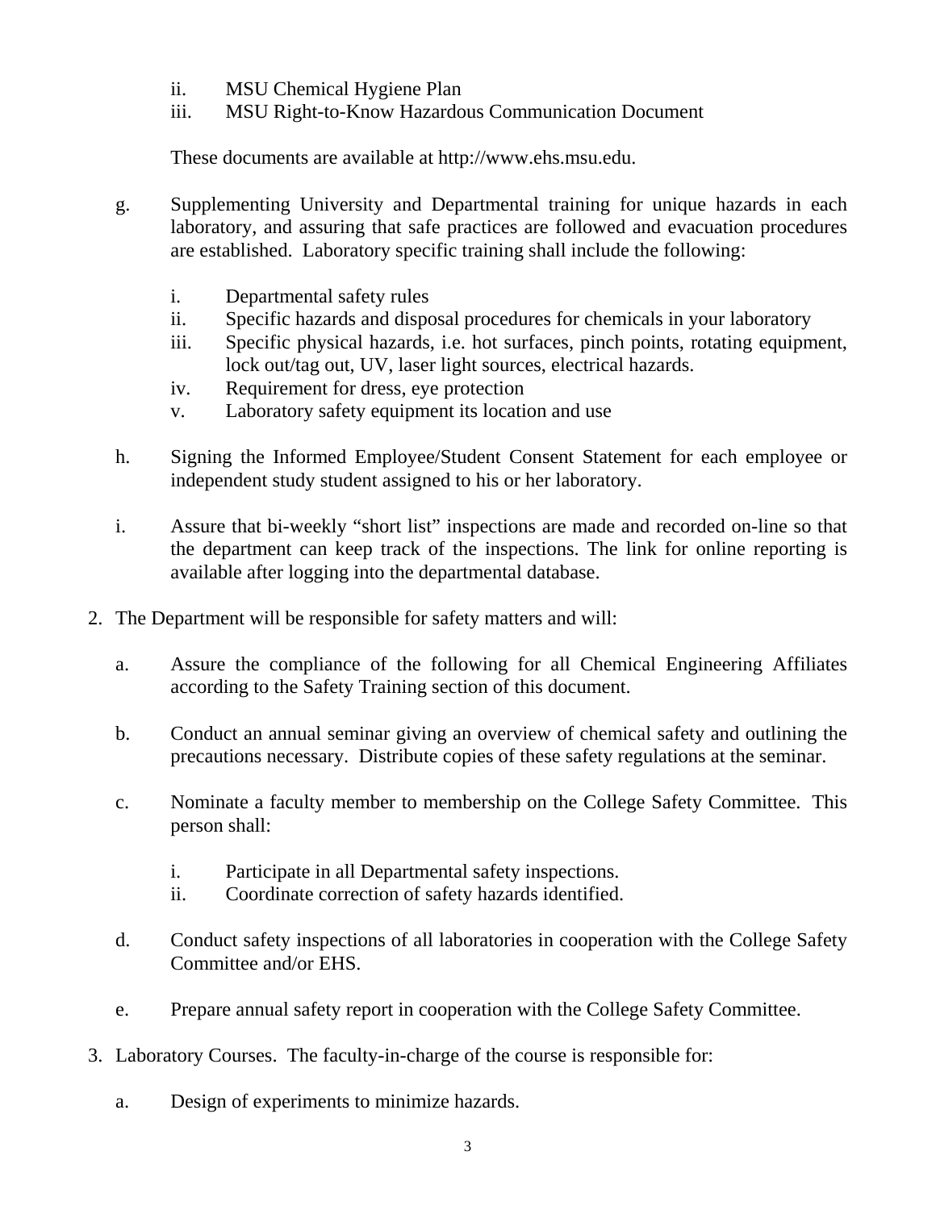ii. MSU Chemical Hygiene Plan
   iii. MSU Right-to-Know Hazardous Communication Document

   These documents are available at http://www.ehs.msu.edu.

g. Supplementing University and Departmental training for unique hazards in each laboratory, and assuring that safe practices are followed and evacuation procedures are established. Laboratory specific training shall include the following:

   i. Departmental safety rules
   ii. Specific hazards and disposal procedures for chemicals in your laboratory
   iii. Specific physical hazards, i.e. hot surfaces, pinch points, rotating equipment, lock out/tag out, UV, laser light sources, electrical hazards.
   iv. Requirement for dress, eye protection
   v. Laboratory safety equipment its location and use

h. Signing the Informed Employee/Student Consent Statement for each employee or independent study student assigned to his or her laboratory.

i. Assure that bi-weekly "short list" inspections are made and recorded on-line so that the department can keep track of the inspections. The link for online reporting is available after logging into the departmental database.

2. The Department will be responsible for safety matters and will:

   a. Assure the compliance of the following for all Chemical Engineering Affiliates according to the Safety Training section of this document.

   b. Conduct an annual seminar giving an overview of chemical safety and outlining the precautions necessary. Distribute copies of these safety regulations at the seminar.

   c. Nominate a faculty member to membership on the College Safety Committee. This person shall:

      i. Participate in all Departmental safety inspections.
      ii. Coordinate correction of safety hazards identified.

   d. Conduct safety inspections of all laboratories in cooperation with the College Safety Committee and/or EHS.

   e. Prepare annual safety report in cooperation with the College Safety Committee.

3. Laboratory Courses. The faculty-in-charge of the course is responsible for:

   a. Design of experiments to minimize hazards.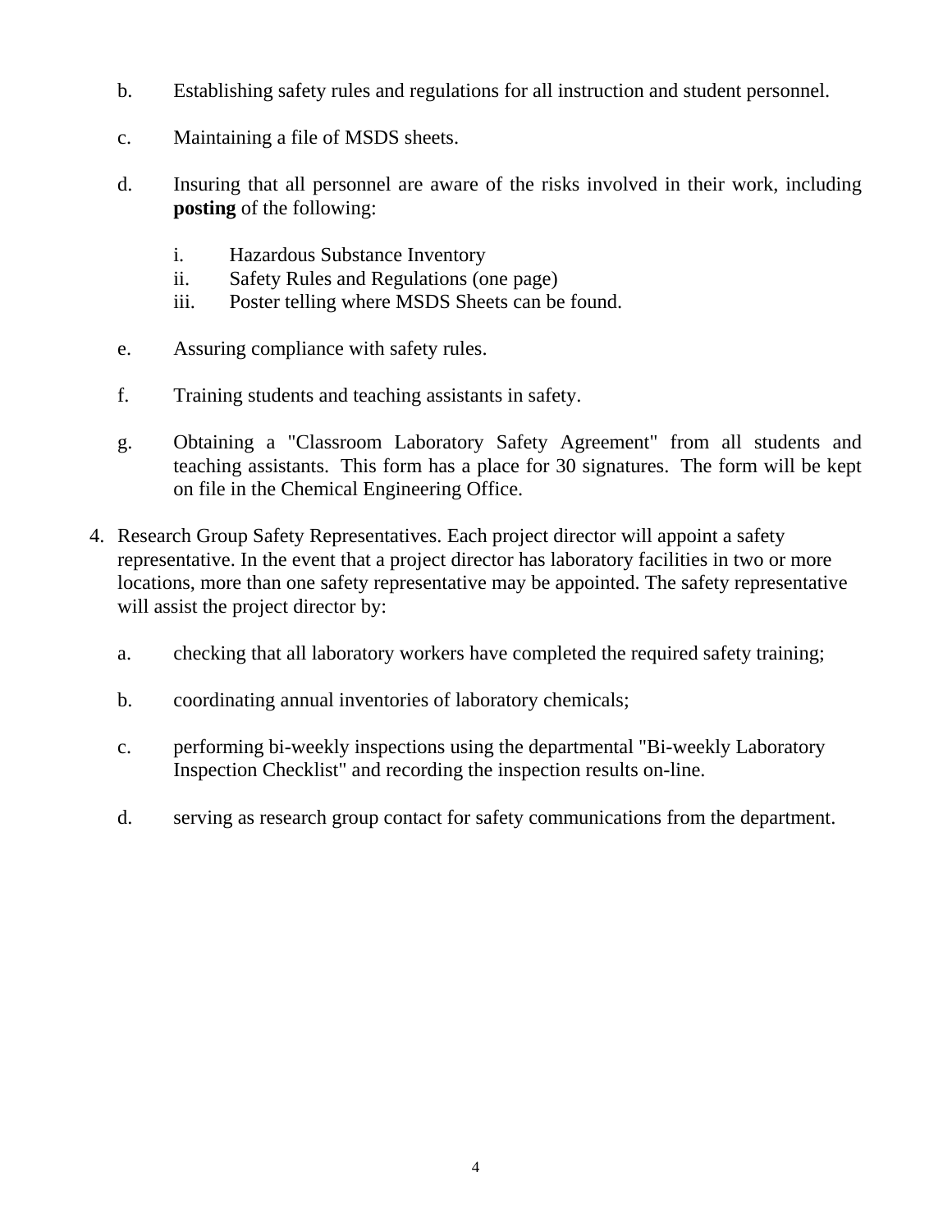b. Establishing safety rules and regulations for all instruction and student personnel.

c. Maintaining a file of MSDS sheets.

d. Insuring that all personnel are aware of the risks involved in their work, including **posting** of the following:

   i. Hazardous Substance Inventory
   ii. Safety Rules and Regulations (one page)
   iii. Poster telling where MSDS Sheets can be found.

e. Assuring compliance with safety rules.

f. Training students and teaching assistants in safety.

g. Obtaining a "Classroom Laboratory Safety Agreement" from all students and teaching assistants. This form has a place for 30 signatures. The form will be kept on file in the Chemical Engineering Office.

4. Research Group Safety Representatives. Each project director will appoint a safety representative. In the event that a project director has laboratory facilities in two or more locations, more than one safety representative may be appointed. The safety representative will assist the project director by:

   a. checking that all laboratory workers have completed the required safety training;

   b. coordinating annual inventories of laboratory chemicals;

   c. performing bi-weekly inspections using the departmental "Bi-weekly Laboratory Inspection Checklist" and recording the inspection results on-line.

   d. serving as research group contact for safety communications from the department.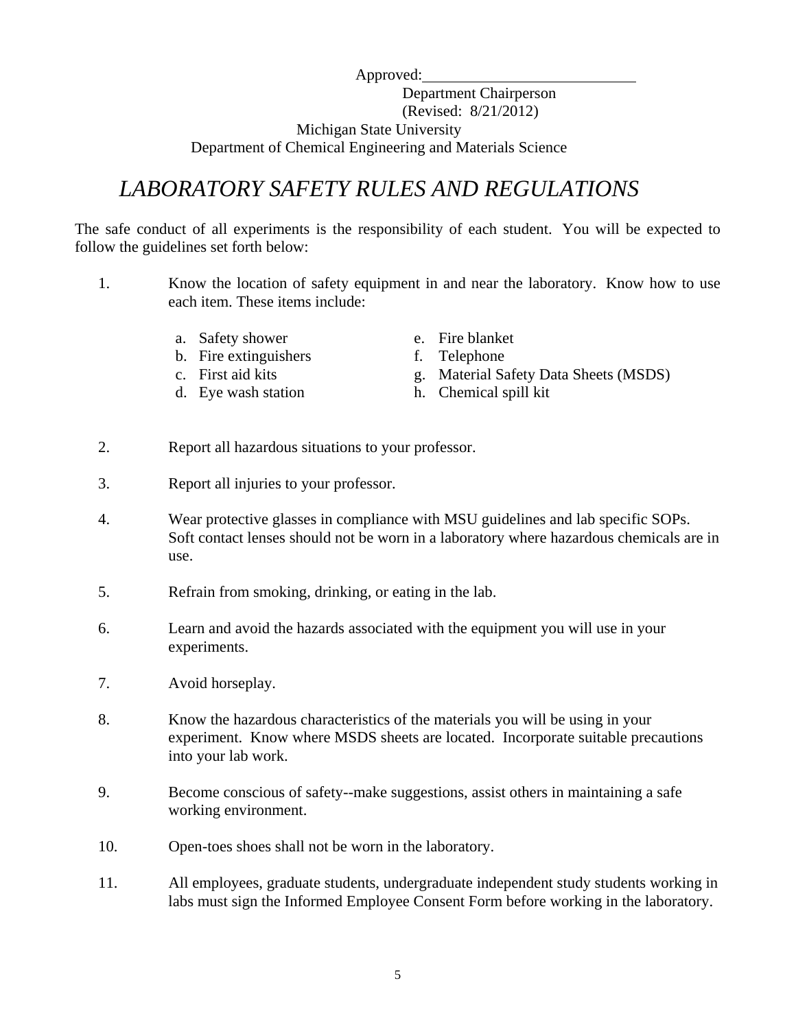Approved:____________________________

Department Chairperson

(Revised: 8/21/2012)

Michigan State University

Department of Chemical Engineering and Materials Science

# *LABORATORY SAFETY RULES AND REGULATIONS*

The safe conduct of all experiments is the responsibility of each student. You will be expected to follow the guidelines set forth below:

1. Know the location of safety equipment in and near the laboratory. Know how to use each item. These items include:

   a. Safety shower
   b. Fire extinguishers
   c. First aid kits
   d. Eye wash station
   e. Fire blanket
   f. Telephone
   g. Material Safety Data Sheets (MSDS)
   h. Chemical spill kit

2. Report all hazardous situations to your professor.

3. Report all injuries to your professor.

4. Wear protective glasses in compliance with MSU guidelines and lab specific SOPs. Soft contact lenses should not be worn in a laboratory where hazardous chemicals are in use.

5. Refrain from smoking, drinking, or eating in the lab.

6. Learn and avoid the hazards associated with the equipment you will use in your experiments.

7. Avoid horseplay.

8. Know the hazardous characteristics of the materials you will be using in your experiment. Know where MSDS sheets are located. Incorporate suitable precautions into your lab work.

9. Become conscious of safety--make suggestions, assist others in maintaining a safe working environment.

10. Open-toes shoes shall not be worn in the laboratory.

11. All employees, graduate students, undergraduate independent study students working in labs must sign the Informed Employee Consent Form before working in the laboratory.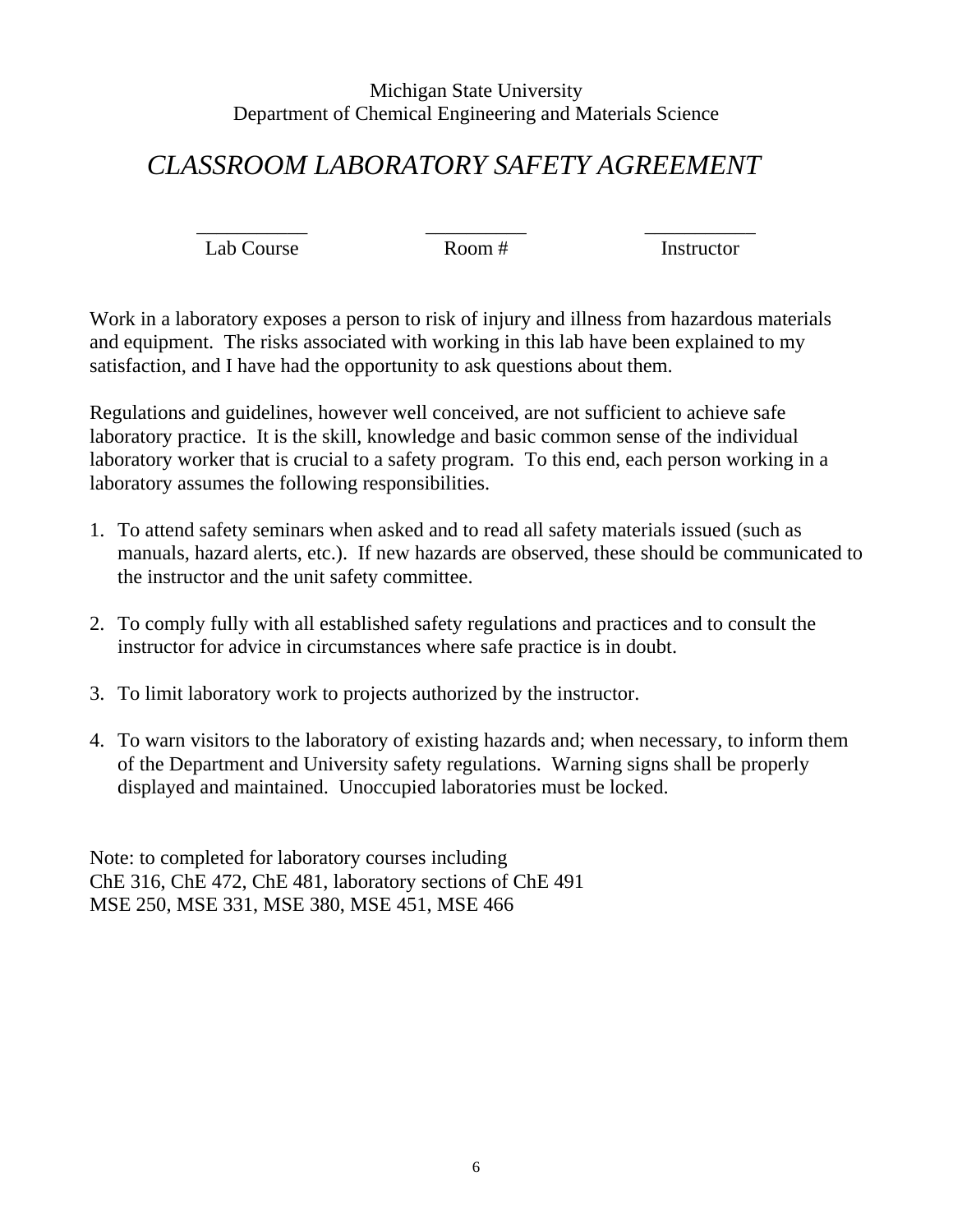Michigan State University
Department of Chemical Engineering and Materials Science

# *CLASSROOM LABORATORY SAFETY AGREEMENT*

| ___________ | __________ | ___________ |
|---|---|---|
| Lab Course | Room # | Instructor |

Work in a laboratory exposes a person to risk of injury and illness from hazardous materials and equipment. The risks associated with working in this lab have been explained to my satisfaction, and I have had the opportunity to ask questions about them.

Regulations and guidelines, however well conceived, are not sufficient to achieve safe laboratory practice. It is the skill, knowledge and basic common sense of the individual laboratory worker that is crucial to a safety program. To this end, each person working in a laboratory assumes the following responsibilities.

1. To attend safety seminars when asked and to read all safety materials issued (such as manuals, hazard alerts, etc.). If new hazards are observed, these should be communicated to the instructor and the unit safety committee.

2. To comply fully with all established safety regulations and practices and to consult the instructor for advice in circumstances where safe practice is in doubt.

3. To limit laboratory work to projects authorized by the instructor.

4. To warn visitors to the laboratory of existing hazards and; when necessary, to inform them of the Department and University safety regulations. Warning signs shall be properly displayed and maintained. Unoccupied laboratories must be locked.

Note: to completed for laboratory courses including
ChE 316, ChE 472, ChE 481, laboratory sections of ChE 491
MSE 250, MSE 331, MSE 380, MSE 451, MSE 466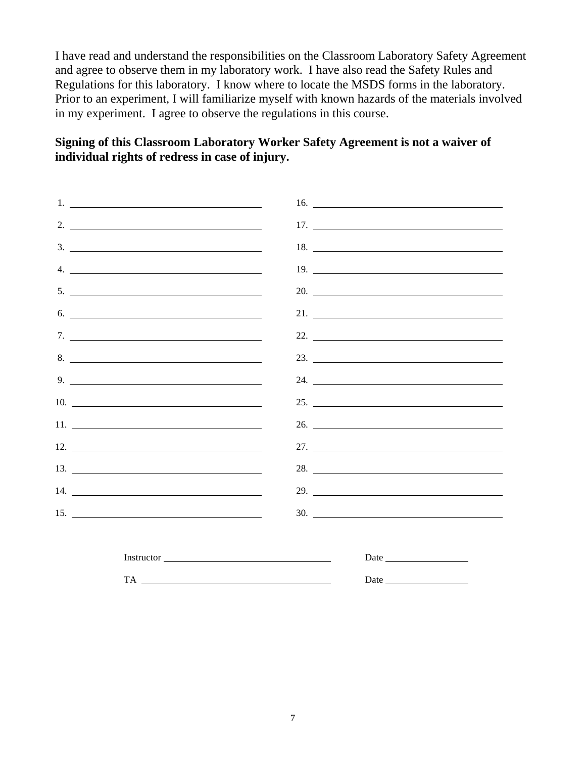I have read and understand the responsibilities on the Classroom Laboratory Safety Agreement and agree to observe them in my laboratory work. I have also read the Safety Rules and Regulations for this laboratory. I know where to locate the MSDS forms in the laboratory. Prior to an experiment, I will familiarize myself with known hazards of the materials involved in my experiment. I agree to observe the regulations in this course.

**Signing of this Classroom Laboratory Worker Safety Agreement is not a waiver of individual rights of redress in case of injury.**

1. ______________________________
2. ______________________________
3. ______________________________
4. ______________________________
5. ______________________________
6. ______________________________
7. ______________________________
8. ______________________________
9. ______________________________
10. ______________________________
11. ______________________________
12. ______________________________
13. ______________________________
14. ______________________________
15. ______________________________
16. ______________________________
17. ______________________________
18. ______________________________
19. ______________________________
20. ______________________________
21. ______________________________
22. ______________________________
23. ______________________________
24. ______________________________
25. ______________________________
26. ______________________________
27. ______________________________
28. ______________________________
29. ______________________________
30. ______________________________

Instructor ______________________________ Date ______________

TA ______________________________ Date ______________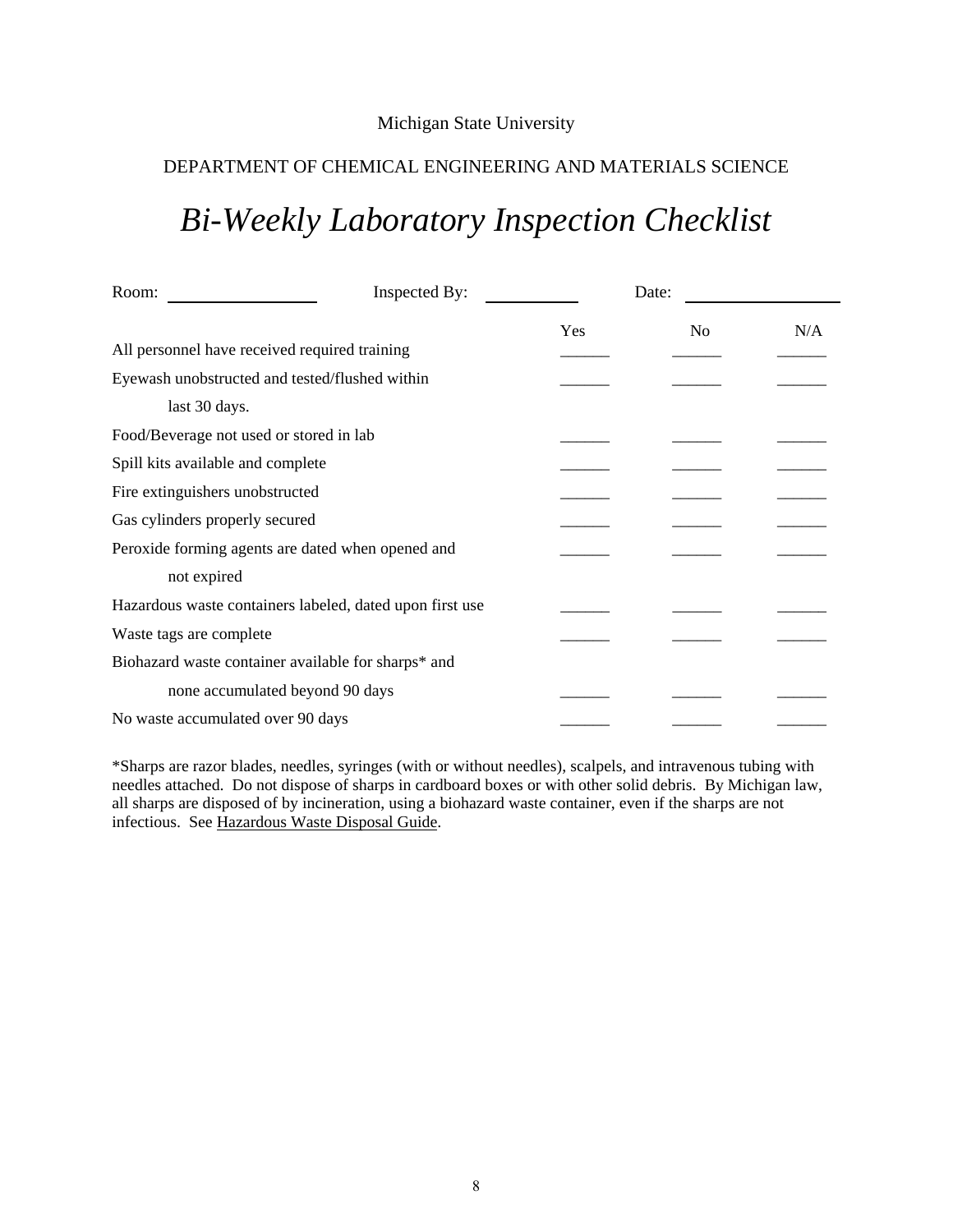Michigan State University

DEPARTMENT OF CHEMICAL ENGINEERING AND MATERIALS SCIENCE

# *Bi-Weekly Laboratory Inspection Checklist*

Room: ________________ Inspected By: __________ Date: ________________

| | Yes | No | N/A |
|---|---|---|---|
| All personnel have received required training | ______ | ______ | ______ |
| Eyewash unobstructed and tested/flushed within last 30 days. | ______ | ______ | ______ |
| Food/Beverage not used or stored in lab | ______ | ______ | ______ |
| Spill kits available and complete | ______ | ______ | ______ |
| Fire extinguishers unobstructed | ______ | ______ | ______ |
| Gas cylinders properly secured | ______ | ______ | ______ |
| Peroxide forming agents are dated when opened and not expired | ______ | ______ | ______ |
| Hazardous waste containers labeled, dated upon first use | ______ | ______ | ______ |
| Waste tags are complete | ______ | ______ | ______ |
| Biohazard waste container available for sharps* and none accumulated beyond 90 days | ______ | ______ | ______ |
| No waste accumulated over 90 days | ______ | ______ | ______ |

*Sharps are razor blades, needles, syringes (with or without needles), scalpels, and intravenous tubing with needles attached. Do not dispose of sharps in cardboard boxes or with other solid debris. By Michigan law, all sharps are disposed of by incineration, using a biohazard waste container, even if the sharps are not infectious. See Hazardous Waste Disposal Guide.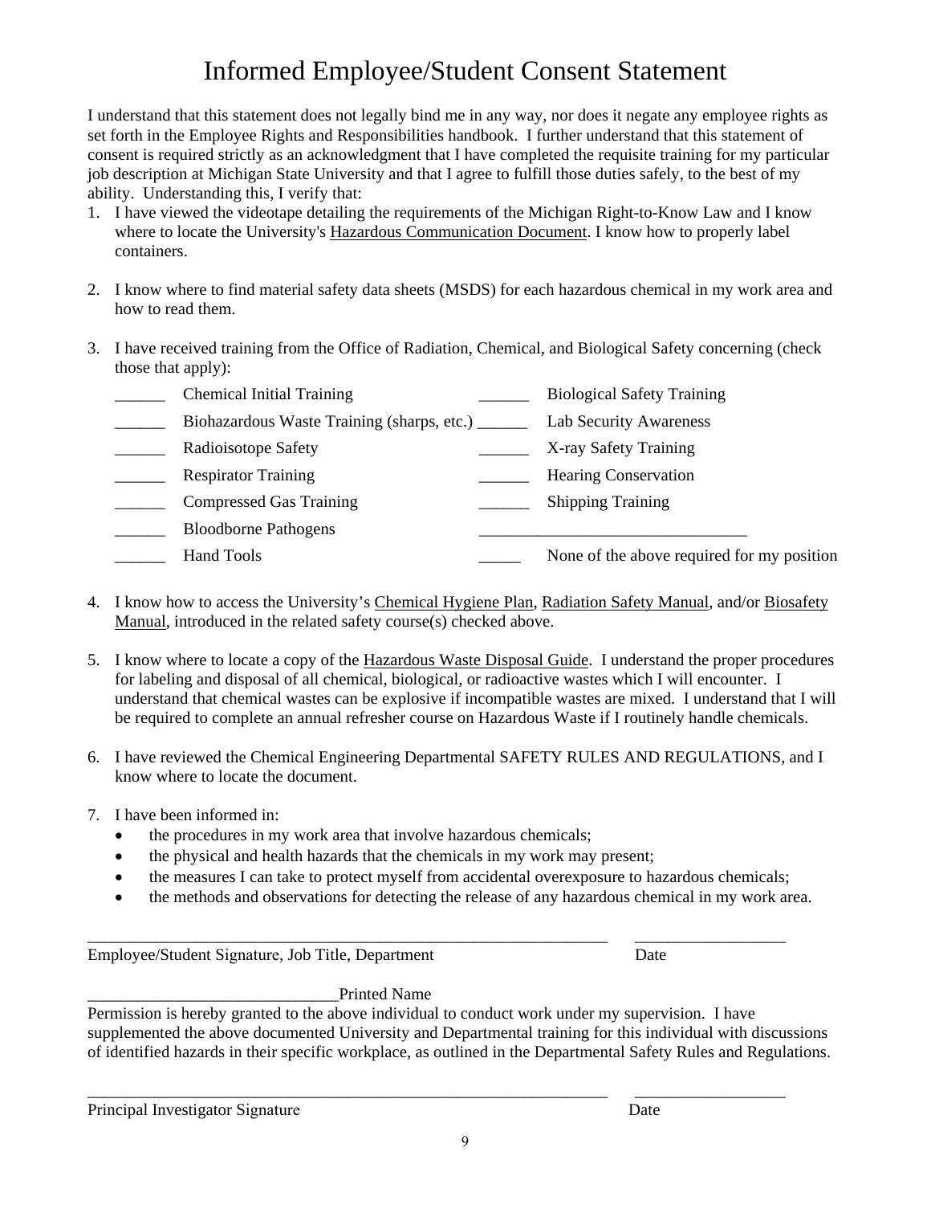# Informed Employee/Student Consent Statement

I understand that this statement does not legally bind me in any way, nor does it negate any employee rights as set forth in the Employee Rights and Responsibilities handbook. I further understand that this statement of consent is required strictly as an acknowledgment that I have completed the requisite training for my particular job description at Michigan State University and that I agree to fulfill those duties safely, to the best of my ability. Understanding this, I verify that:

1. I have viewed the videotape detailing the requirements of the Michigan Right-to-Know Law and I know where to locate the University's <u>Hazardous Communication Document</u>. I know how to properly label containers.

2. I know where to find material safety data sheets (MSDS) for each hazardous chemical in my work area and how to read them.

3. I have received training from the Office of Radiation, Chemical, and Biological Safety concerning (check those that apply):

| | | | |
|---|---|---|---|
| ______ | Chemical Initial Training | ______ | Biological Safety Training |
| ______ | Biohazardous Waste Training (sharps, etc.) | ______ | Lab Security Awareness |
| ______ | Radioisotope Safety | ______ | X-ray Safety Training |
| ______ | Respirator Training | ______ | Hearing Conservation |
| ______ | Compressed Gas Training | ______ | Shipping Training |
| ______ | Bloodborne Pathogens | ________________________________ | |
| ______ | Hand Tools | _____ | None of the above required for my position |

4. I know how to access the University's <u>Chemical Hygiene Plan</u>, <u>Radiation Safety Manual</u>, and/or <u>Biosafety Manual</u>, introduced in the related safety course(s) checked above.

5. I know where to locate a copy of the <u>Hazardous Waste Disposal Guide</u>. I understand the proper procedures for labeling and disposal of all chemical, biological, or radioactive wastes which I will encounter. I understand that chemical wastes can be explosive if incompatible wastes are mixed. I understand that I will be required to complete an annual refresher course on Hazardous Waste if I routinely handle chemicals.

6. I have reviewed the Chemical Engineering Departmental SAFETY RULES AND REGULATIONS, and I know where to locate the document.

7. I have been informed in:
   - the procedures in my work area that involve hazardous chemicals;
   - the physical and health hazards that the chemicals in my work may present;
   - the measures I can take to protect myself from accidental overexposure to hazardous chemicals;
   - the methods and observations for detecting the release of any hazardous chemical in my work area.

_________________________________________________________________ __________________

Employee/Student Signature, Job Title, Department Date

______________________________Printed Name

Permission is hereby granted to the above individual to conduct work under my supervision. I have supplemented the above documented University and Departmental training for this individual with discussions of identified hazards in their specific workplace, as outlined in the Departmental Safety Rules and Regulations.

_________________________________________________________________ __________________

Principal Investigator Signature Date